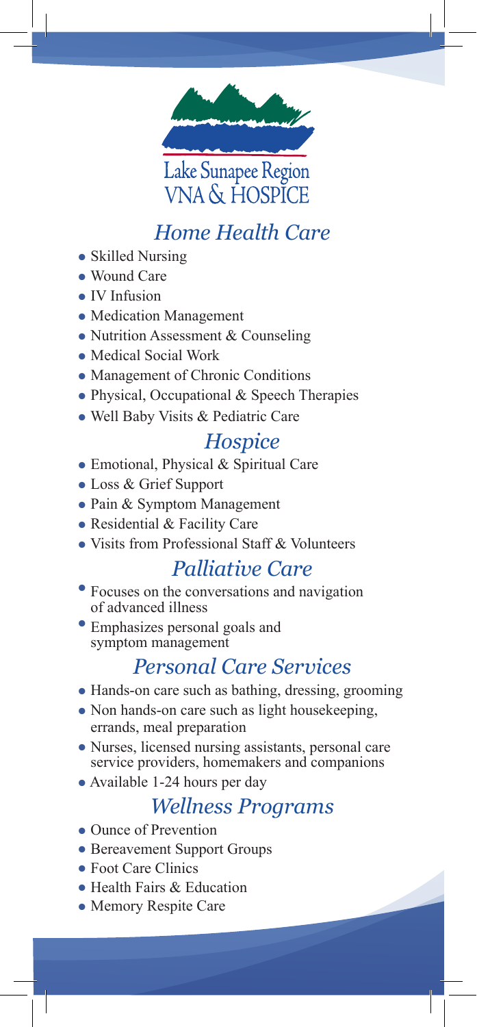Lake Sunapee Region VNA & HOSPICE

## *Home Health Care*

- Skilled Nursing
- Wound Care
- IV Infusion
- Medication Management
- Nutrition Assessment & Counseling
- Medical Social Work
- Management of Chronic Conditions
- Physical, Occupational & Speech Therapies
- Well Baby Visits & Pediatric Care

## *Hospice*

- Emotional, Physical & Spiritual Care
- Loss & Grief Support
- Pain & Symptom Management
- Residential & Facility Care
- Visits from Professional Staff & Volunteers

## *Palliative Care*

- Focuses on the conversations and navigation of advanced illness
- Emphasizes personal goals and symptom management

## *Personal Care Services*

- Hands-on care such as bathing, dressing, grooming
- Non hands-on care such as light housekeeping, errands, meal preparation
- Nurses, licensed nursing assistants, personal care service providers, homemakers and companions
- Available 1-24 hours per day

## *Wellness Programs*

- Ounce of Prevention
- Bereavement Support Groups
- Foot Care Clinics
- Health Fairs & Education
- Memory Respite Care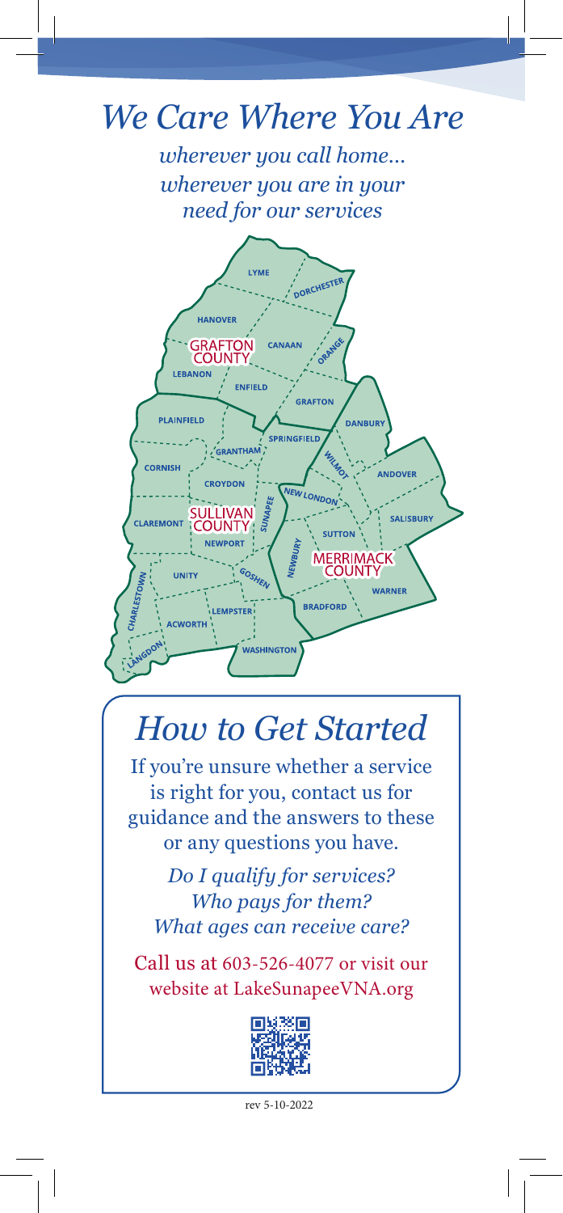# *We Care Where You Are*

*wherever you call home...*
*wherever you are in your*
*need for our services*

LYME
DORCHESTER
HANOVER
GRAFTON COUNTY
CANAAN
ORANGE
LEBANON
ENFIELD
GRAFTON
PLAINFIELD
DANBURY
SPRINGFIELD
GRANTHAM
WILMOT
CORNISH
ANDOVER
CROYDON
NEW LONDON
SUNAPEE
SALISBURY
CLAREMONT
SULLIVAN COUNTY
SUTTON
NEWPORT
NEWBURY
MERRIMACK COUNTY
UNITY
GOSHEN
CHARLESTOWN
WARNER
LEMPSTER
BRADFORD
ACWORTH
LANGDON
WASHINGTON

# *How to Get Started*

If you're unsure whether a service is right for you, contact us for guidance and the answers to these or any questions you have.

*Do I qualify for services?*
*Who pays for them?*
*What ages can receive care?*

Call us at 603-526-4077 or visit our website at LakeSunapeeVNA.org

rev 5-10-2022